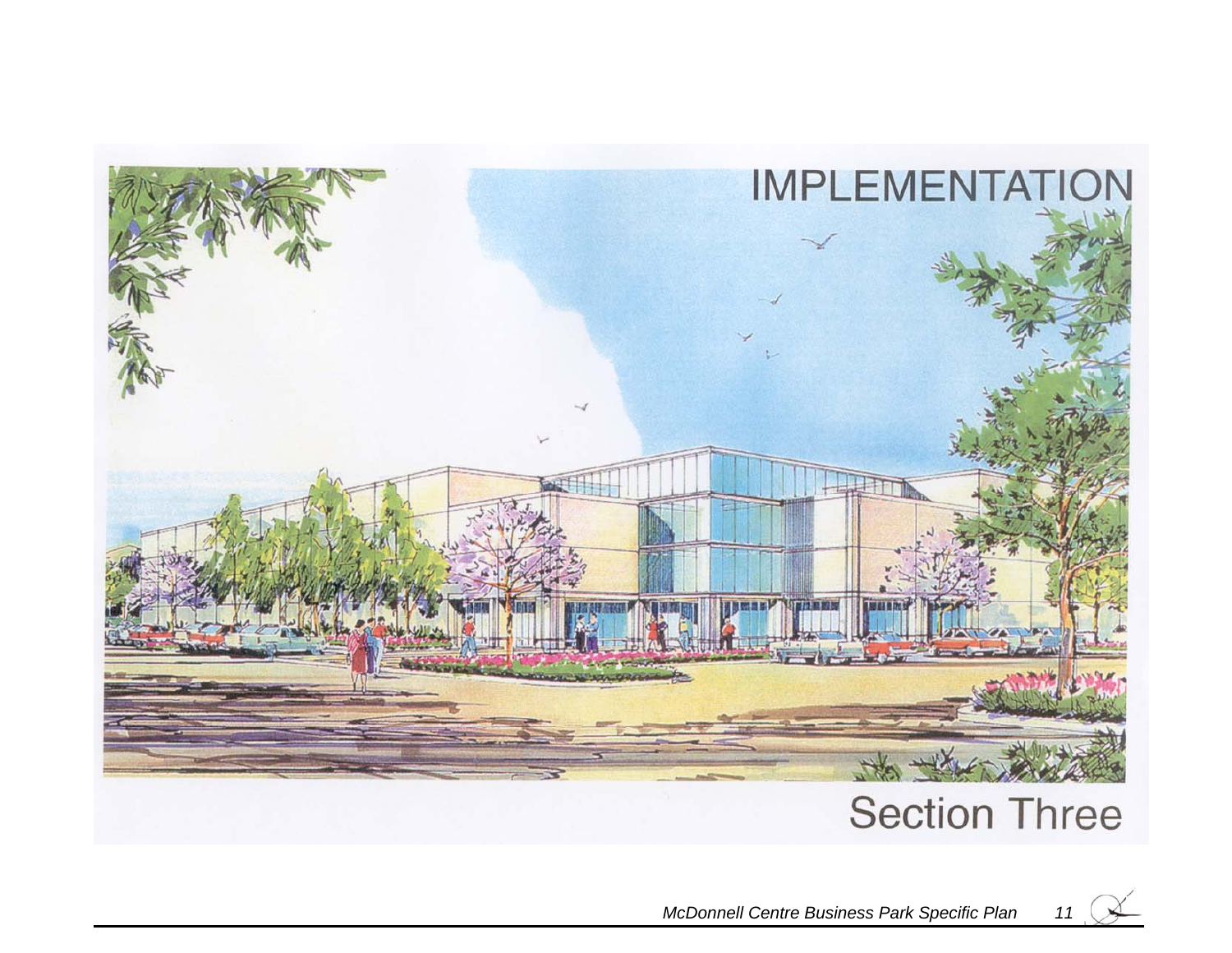# IMPLEMENTATION

## Section Three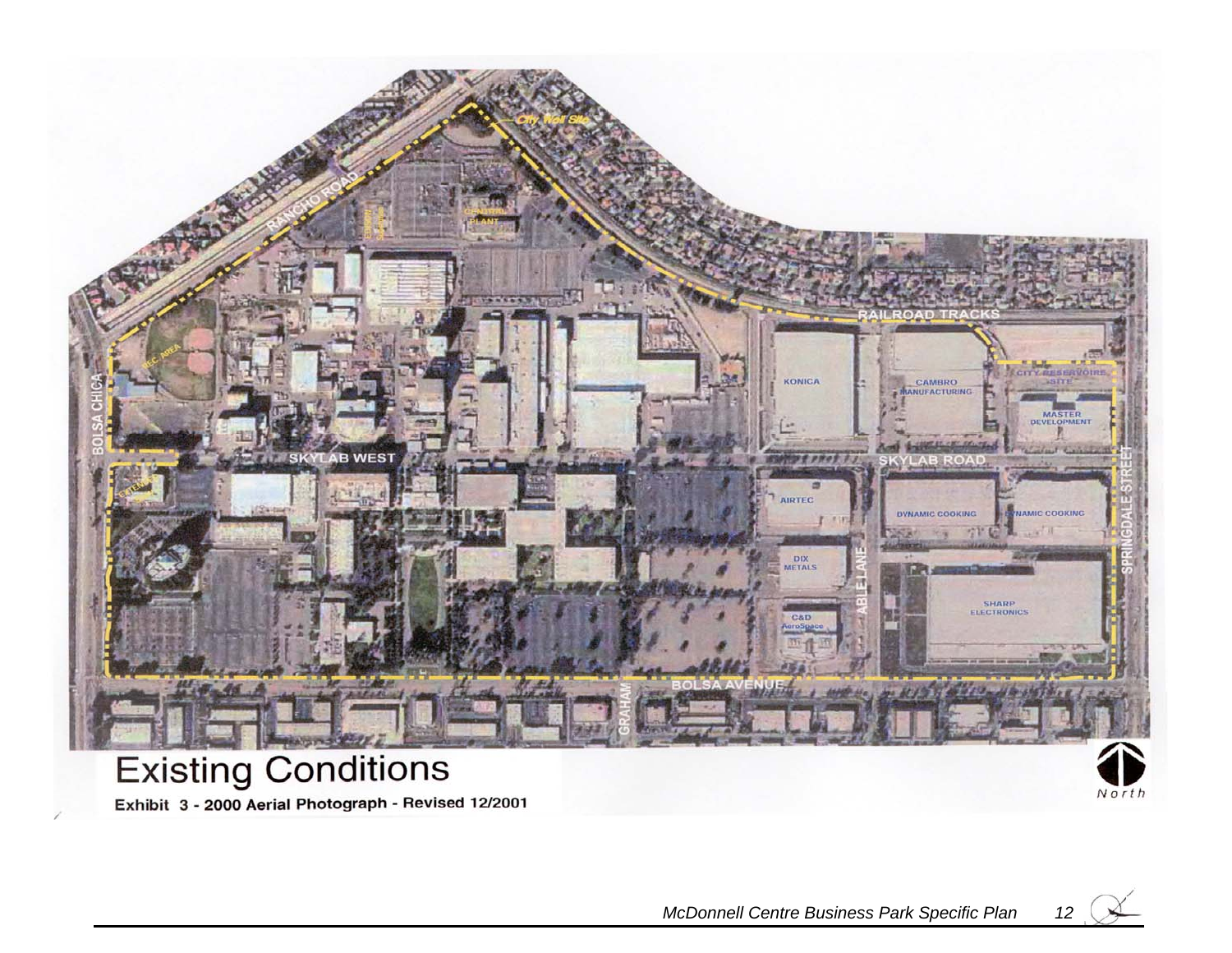# Existing Conditions

**Exhibit 3 - 2000 Aerial Photograph - Revised 12/2001**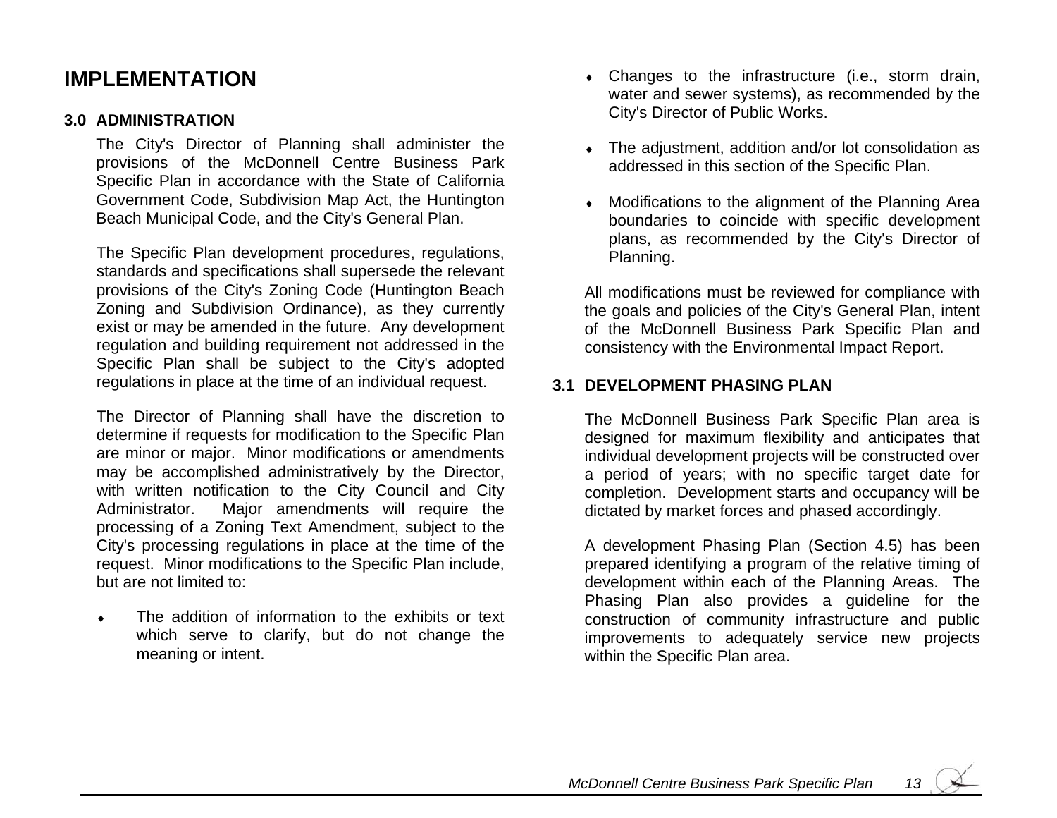# IMPLEMENTATION

## 3.0 ADMINISTRATION

The City's Director of Planning shall administer the provisions of the McDonnell Centre Business Park Specific Plan in accordance with the State of California Government Code, Subdivision Map Act, the Huntington Beach Municipal Code, and the City's General Plan.

The Specific Plan development procedures, regulations, standards and specifications shall supersede the relevant provisions of the City's Zoning Code (Huntington Beach Zoning and Subdivision Ordinance), as they currently exist or may be amended in the future. Any development regulation and building requirement not addressed in the Specific Plan shall be subject to the City's adopted regulations in place at the time of an individual request.

The Director of Planning shall have the discretion to determine if requests for modification to the Specific Plan are minor or major. Minor modifications or amendments may be accomplished administratively by the Director, with written notification to the City Council and City Administrator. Major amendments will require the processing of a Zoning Text Amendment, subject to the City's processing regulations in place at the time of the request. Minor modifications to the Specific Plan include, but are not limited to:

- The addition of information to the exhibits or text which serve to clarify, but do not change the meaning or intent.
- Changes to the infrastructure (i.e., storm drain, water and sewer systems), as recommended by the City's Director of Public Works.
- The adjustment, addition and/or lot consolidation as addressed in this section of the Specific Plan.
- Modifications to the alignment of the Planning Area boundaries to coincide with specific development plans, as recommended by the City's Director of Planning.

All modifications must be reviewed for compliance with the goals and policies of the City's General Plan, intent of the McDonnell Business Park Specific Plan and consistency with the Environmental Impact Report.

## 3.1 DEVELOPMENT PHASING PLAN

The McDonnell Business Park Specific Plan area is designed for maximum flexibility and anticipates that individual development projects will be constructed over a period of years; with no specific target date for completion. Development starts and occupancy will be dictated by market forces and phased accordingly.

A development Phasing Plan (Section 4.5) has been prepared identifying a program of the relative timing of development within each of the Planning Areas. The Phasing Plan also provides a guideline for the construction of community infrastructure and public improvements to adequately service new projects within the Specific Plan area.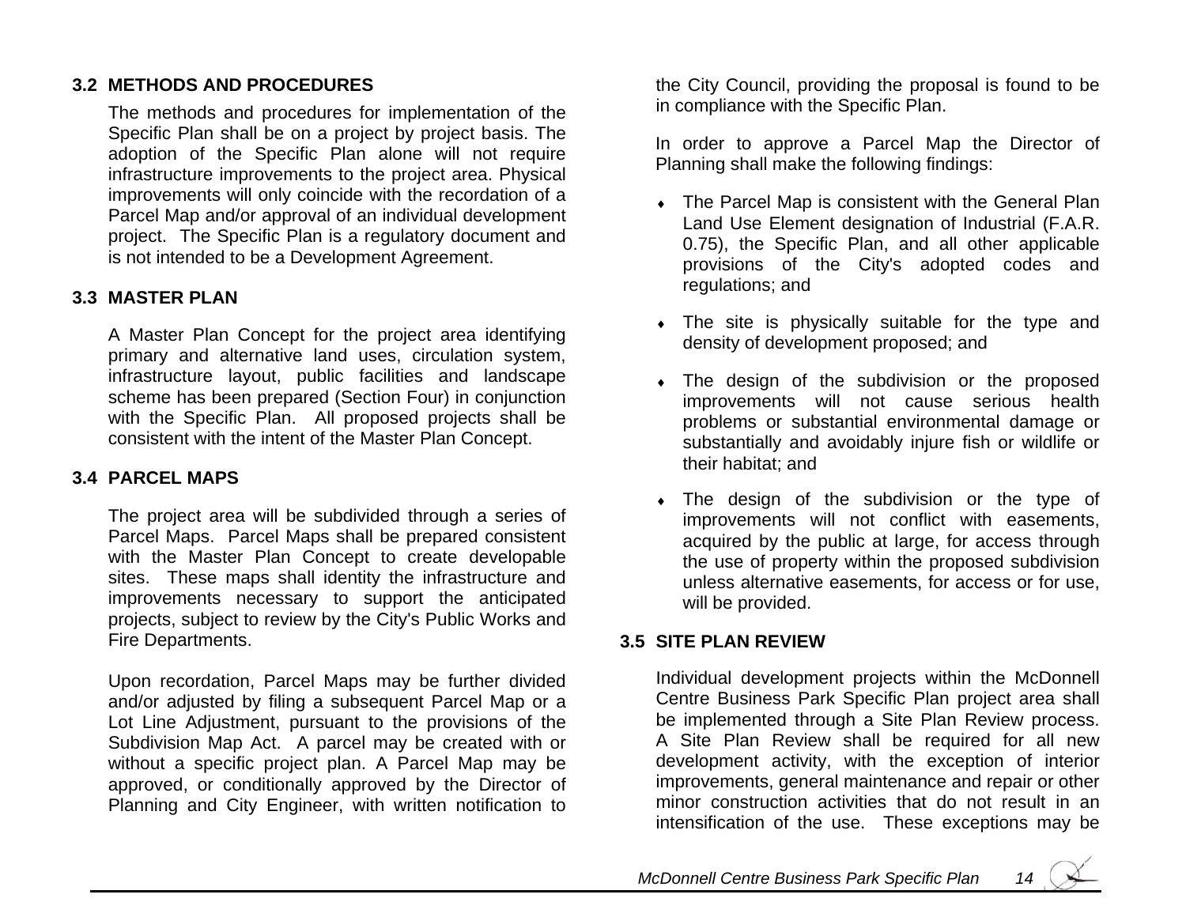## 3.2 METHODS AND PROCEDURES

The methods and procedures for implementation of the Specific Plan shall be on a project by project basis. The adoption of the Specific Plan alone will not require infrastructure improvements to the project area. Physical improvements will only coincide with the recordation of a Parcel Map and/or approval of an individual development project. The Specific Plan is a regulatory document and is not intended to be a Development Agreement.

## 3.3 MASTER PLAN

A Master Plan Concept for the project area identifying primary and alternative land uses, circulation system, infrastructure layout, public facilities and landscape scheme has been prepared (Section Four) in conjunction with the Specific Plan. All proposed projects shall be consistent with the intent of the Master Plan Concept.

## 3.4 PARCEL MAPS

The project area will be subdivided through a series of Parcel Maps. Parcel Maps shall be prepared consistent with the Master Plan Concept to create developable sites. These maps shall identity the infrastructure and improvements necessary to support the anticipated projects, subject to review by the City's Public Works and Fire Departments.

Upon recordation, Parcel Maps may be further divided and/or adjusted by filing a subsequent Parcel Map or a Lot Line Adjustment, pursuant to the provisions of the Subdivision Map Act. A parcel may be created with or without a specific project plan. A Parcel Map may be approved, or conditionally approved by the Director of Planning and City Engineer, with written notification to the City Council, providing the proposal is found to be in compliance with the Specific Plan.

In order to approve a Parcel Map the Director of Planning shall make the following findings:

- The Parcel Map is consistent with the General Plan Land Use Element designation of Industrial (F.A.R. 0.75), the Specific Plan, and all other applicable provisions of the City's adopted codes and regulations; and
- The site is physically suitable for the type and density of development proposed; and
- The design of the subdivision or the proposed improvements will not cause serious health problems or substantial environmental damage or substantially and avoidably injure fish or wildlife or their habitat; and
- The design of the subdivision or the type of improvements will not conflict with easements, acquired by the public at large, for access through the use of property within the proposed subdivision unless alternative easements, for access or for use, will be provided.

## 3.5 SITE PLAN REVIEW

Individual development projects within the McDonnell Centre Business Park Specific Plan project area shall be implemented through a Site Plan Review process. A Site Plan Review shall be required for all new development activity, with the exception of interior improvements, general maintenance and repair or other minor construction activities that do not result in an intensification of the use. These exceptions may be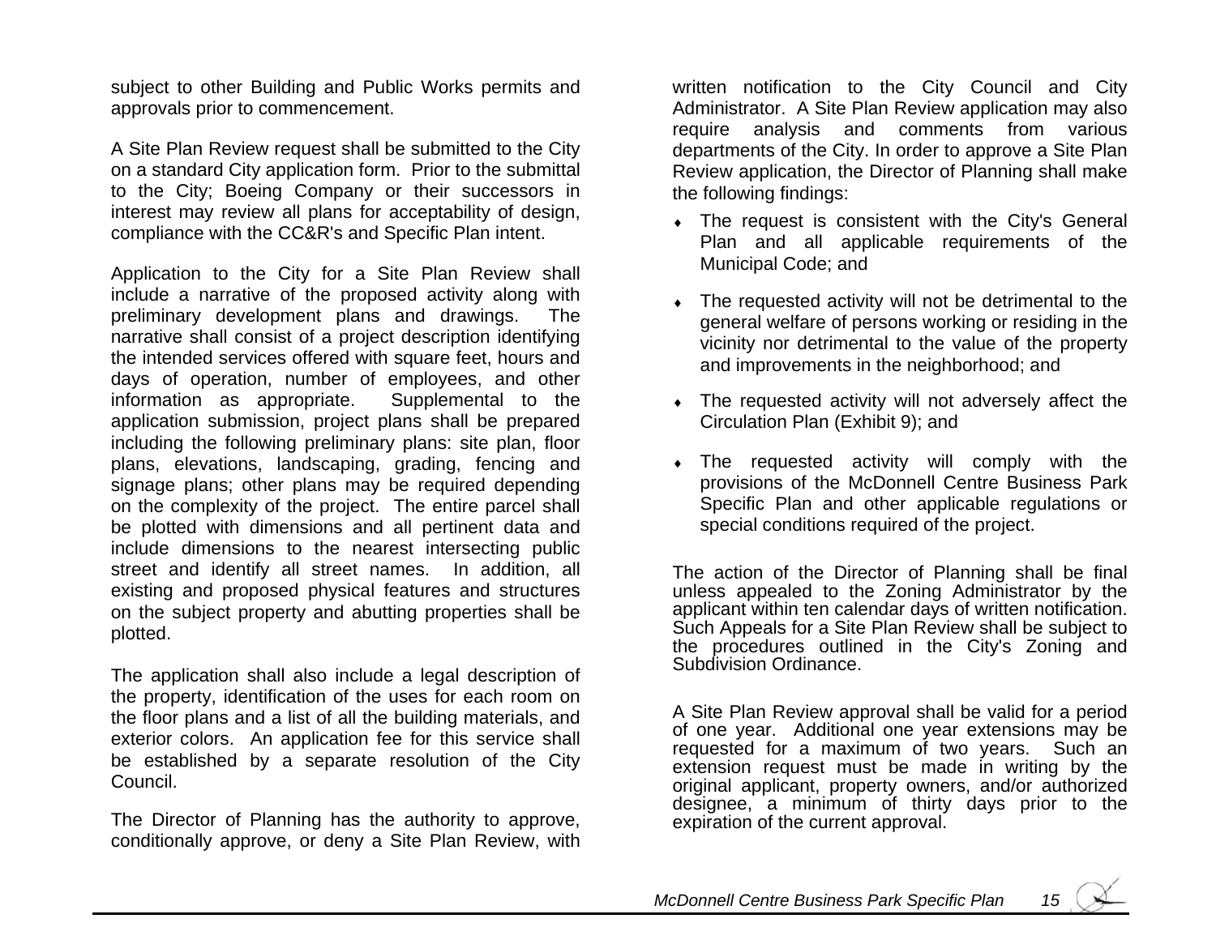subject to other Building and Public Works permits and approvals prior to commencement.

A Site Plan Review request shall be submitted to the City on a standard City application form. Prior to the submittal to the City; Boeing Company or their successors in interest may review all plans for acceptability of design, compliance with the CC&R's and Specific Plan intent.

Application to the City for a Site Plan Review shall include a narrative of the proposed activity along with preliminary development plans and drawings. The narrative shall consist of a project description identifying the intended services offered with square feet, hours and days of operation, number of employees, and other information as appropriate. Supplemental to the application submission, project plans shall be prepared including the following preliminary plans: site plan, floor plans, elevations, landscaping, grading, fencing and signage plans; other plans may be required depending on the complexity of the project. The entire parcel shall be plotted with dimensions and all pertinent data and include dimensions to the nearest intersecting public street and identify all street names. In addition, all existing and proposed physical features and structures on the subject property and abutting properties shall be plotted.

The application shall also include a legal description of the property, identification of the uses for each room on the floor plans and a list of all the building materials, and exterior colors. An application fee for this service shall be established by a separate resolution of the City Council.

The Director of Planning has the authority to approve, conditionally approve, or deny a Site Plan Review, with written notification to the City Council and City Administrator. A Site Plan Review application may also require analysis and comments from various departments of the City. In order to approve a Site Plan Review application, the Director of Planning shall make the following findings:

- The request is consistent with the City's General Plan and all applicable requirements of the Municipal Code; and
- The requested activity will not be detrimental to the general welfare of persons working or residing in the vicinity nor detrimental to the value of the property and improvements in the neighborhood; and
- The requested activity will not adversely affect the Circulation Plan (Exhibit 9); and
- The requested activity will comply with the provisions of the McDonnell Centre Business Park Specific Plan and other applicable regulations or special conditions required of the project.

The action of the Director of Planning shall be final unless appealed to the Zoning Administrator by the applicant within ten calendar days of written notification. Such Appeals for a Site Plan Review shall be subject to the procedures outlined in the City's Zoning and Subdivision Ordinance.

A Site Plan Review approval shall be valid for a period of one year. Additional one year extensions may be requested for a maximum of two years. Such an extension request must be made in writing by the original applicant, property owners, and/or authorized designee, a minimum of thirty days prior to the expiration of the current approval.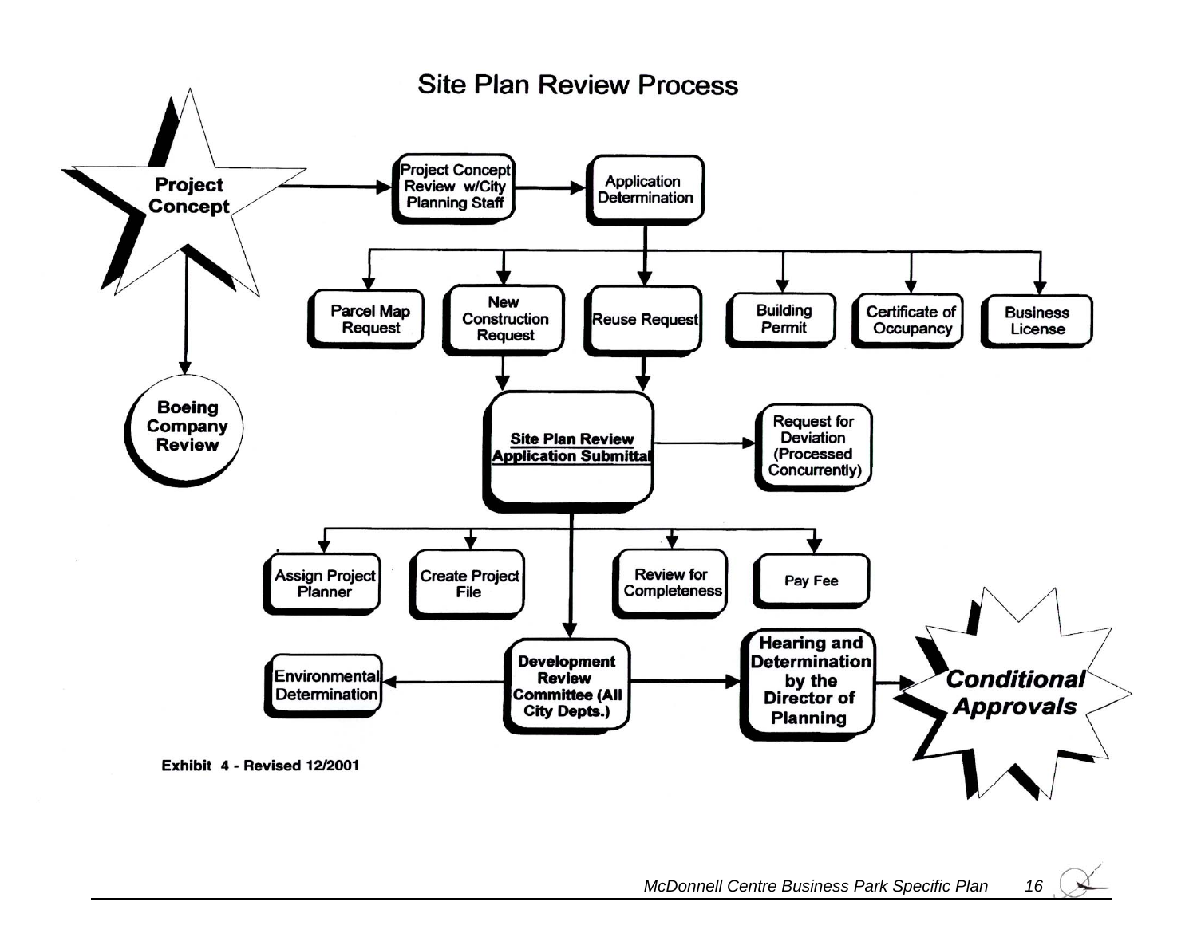# Site Plan Review Process

**Project Concept**

**Project Concept Review w/City Planning Staff**

**Application Determination**

- **Parcel Map Request**
- **New Construction Request**
- **Reuse Request**
- **Building Permit**
- **Certificate of Occupancy**
- **Business License**

**Boeing Company Review**

**Site Plan Review Application Submittal**

**Request for Deviation (Processed Concurrently)**

- **Assign Project Planner**
- **Create Project File**
- **Review for Completeness**
- **Pay Fee**

**Environmental Determination**

**Development Review Committee (All City Depts.)**

**Hearing and Determination by the Director of Planning**

***Conditional Approvals***

**Exhibit 4 - Revised 12/2001**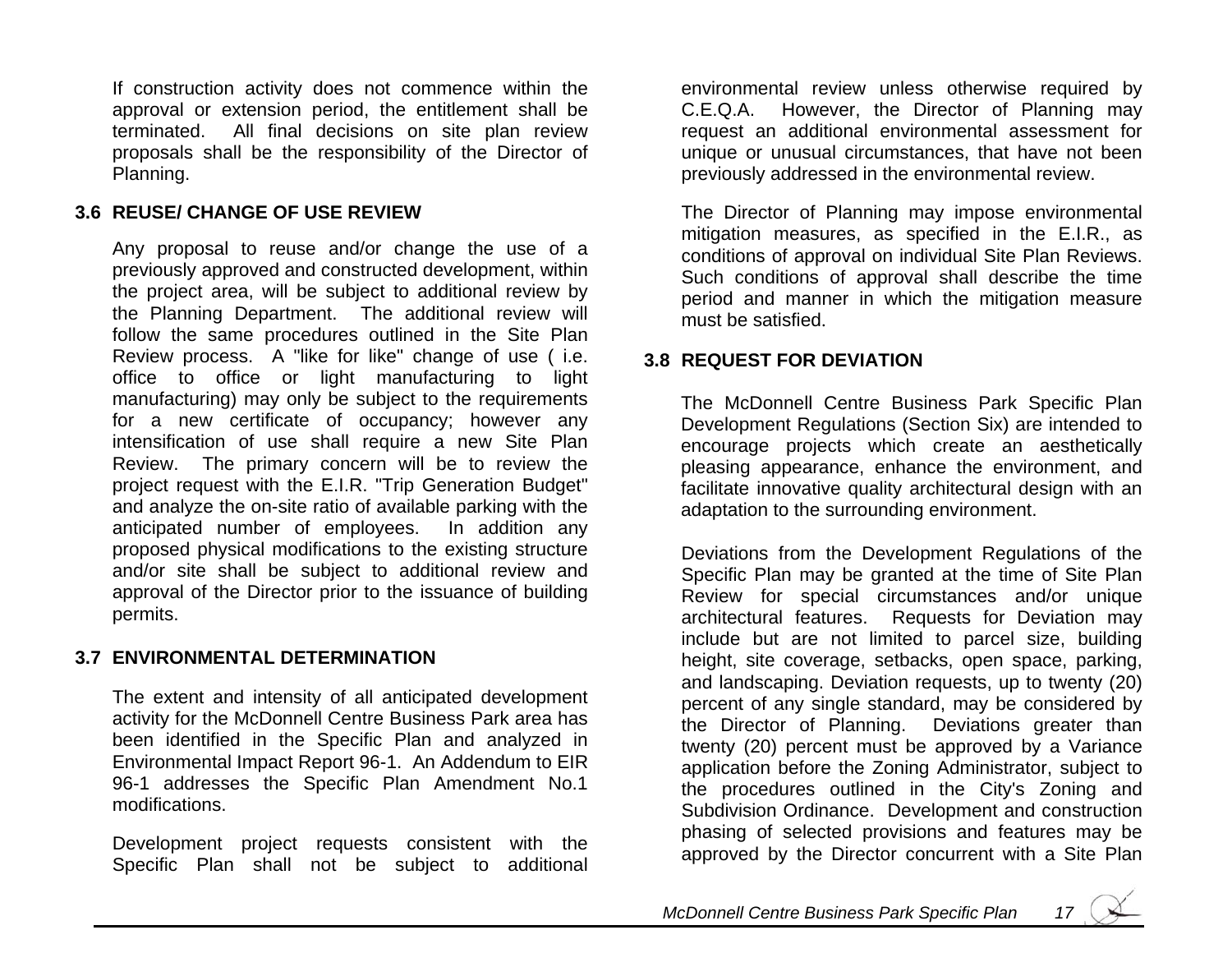If construction activity does not commence within the approval or extension period, the entitlement shall be terminated. All final decisions on site plan review proposals shall be the responsibility of the Director of Planning.

### 3.6 REUSE/ CHANGE OF USE REVIEW

Any proposal to reuse and/or change the use of a previously approved and constructed development, within the project area, will be subject to additional review by the Planning Department. The additional review will follow the same procedures outlined in the Site Plan Review process. A "like for like" change of use ( i.e. office to office or light manufacturing to light manufacturing) may only be subject to the requirements for a new certificate of occupancy; however any intensification of use shall require a new Site Plan Review. The primary concern will be to review the project request with the E.I.R. "Trip Generation Budget" and analyze the on-site ratio of available parking with the anticipated number of employees. In addition any proposed physical modifications to the existing structure and/or site shall be subject to additional review and approval of the Director prior to the issuance of building permits.

### 3.7 ENVIRONMENTAL DETERMINATION

The extent and intensity of all anticipated development activity for the McDonnell Centre Business Park area has been identified in the Specific Plan and analyzed in Environmental Impact Report 96-1. An Addendum to EIR 96-1 addresses the Specific Plan Amendment No.1 modifications.

Development project requests consistent with the Specific Plan shall not be subject to additional environmental review unless otherwise required by C.E.Q.A. However, the Director of Planning may request an additional environmental assessment for unique or unusual circumstances, that have not been previously addressed in the environmental review.

The Director of Planning may impose environmental mitigation measures, as specified in the E.I.R., as conditions of approval on individual Site Plan Reviews. Such conditions of approval shall describe the time period and manner in which the mitigation measure must be satisfied.

### 3.8 REQUEST FOR DEVIATION

The McDonnell Centre Business Park Specific Plan Development Regulations (Section Six) are intended to encourage projects which create an aesthetically pleasing appearance, enhance the environment, and facilitate innovative quality architectural design with an adaptation to the surrounding environment.

Deviations from the Development Regulations of the Specific Plan may be granted at the time of Site Plan Review for special circumstances and/or unique architectural features. Requests for Deviation may include but are not limited to parcel size, building height, site coverage, setbacks, open space, parking, and landscaping. Deviation requests, up to twenty (20) percent of any single standard, may be considered by the Director of Planning. Deviations greater than twenty (20) percent must be approved by a Variance application before the Zoning Administrator, subject to the procedures outlined in the City's Zoning and Subdivision Ordinance. Development and construction phasing of selected provisions and features may be approved by the Director concurrent with a Site Plan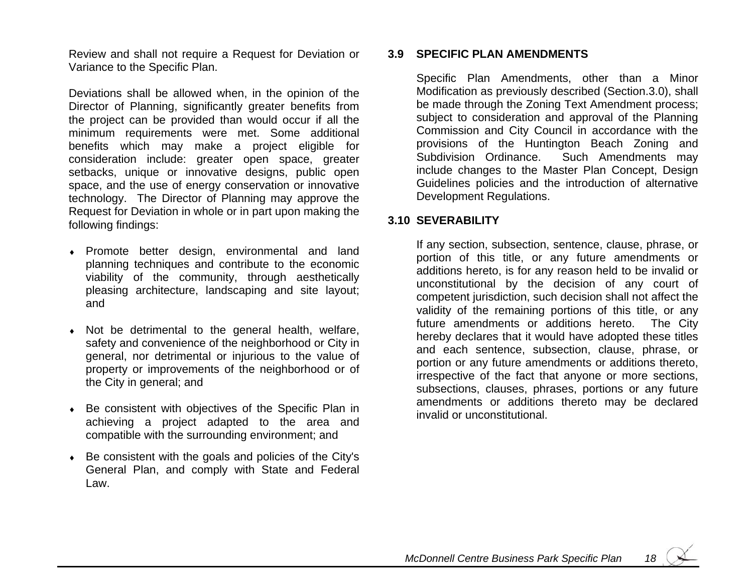Review and shall not require a Request for Deviation or Variance to the Specific Plan.

Deviations shall be allowed when, in the opinion of the Director of Planning, significantly greater benefits from the project can be provided than would occur if all the minimum requirements were met. Some additional benefits which may make a project eligible for consideration include: greater open space, greater setbacks, unique or innovative designs, public open space, and the use of energy conservation or innovative technology. The Director of Planning may approve the Request for Deviation in whole or in part upon making the following findings:

- Promote better design, environmental and land planning techniques and contribute to the economic viability of the community, through aesthetically pleasing architecture, landscaping and site layout; and
- Not be detrimental to the general health, welfare, safety and convenience of the neighborhood or City in general, nor detrimental or injurious to the value of property or improvements of the neighborhood or of the City in general; and
- Be consistent with objectives of the Specific Plan in achieving a project adapted to the area and compatible with the surrounding environment; and
- Be consistent with the goals and policies of the City's General Plan, and comply with State and Federal Law.

## 3.9 SPECIFIC PLAN AMENDMENTS

Specific Plan Amendments, other than a Minor Modification as previously described (Section.3.0), shall be made through the Zoning Text Amendment process; subject to consideration and approval of the Planning Commission and City Council in accordance with the provisions of the Huntington Beach Zoning and Subdivision Ordinance. Such Amendments may include changes to the Master Plan Concept, Design Guidelines policies and the introduction of alternative Development Regulations.

## 3.10 SEVERABILITY

If any section, subsection, sentence, clause, phrase, or portion of this title, or any future amendments or additions hereto, is for any reason held to be invalid or unconstitutional by the decision of any court of competent jurisdiction, such decision shall not affect the validity of the remaining portions of this title, or any future amendments or additions hereto. The City hereby declares that it would have adopted these titles and each sentence, subsection, clause, phrase, or portion or any future amendments or additions thereto, irrespective of the fact that anyone or more sections, subsections, clauses, phrases, portions or any future amendments or additions thereto may be declared invalid or unconstitutional.